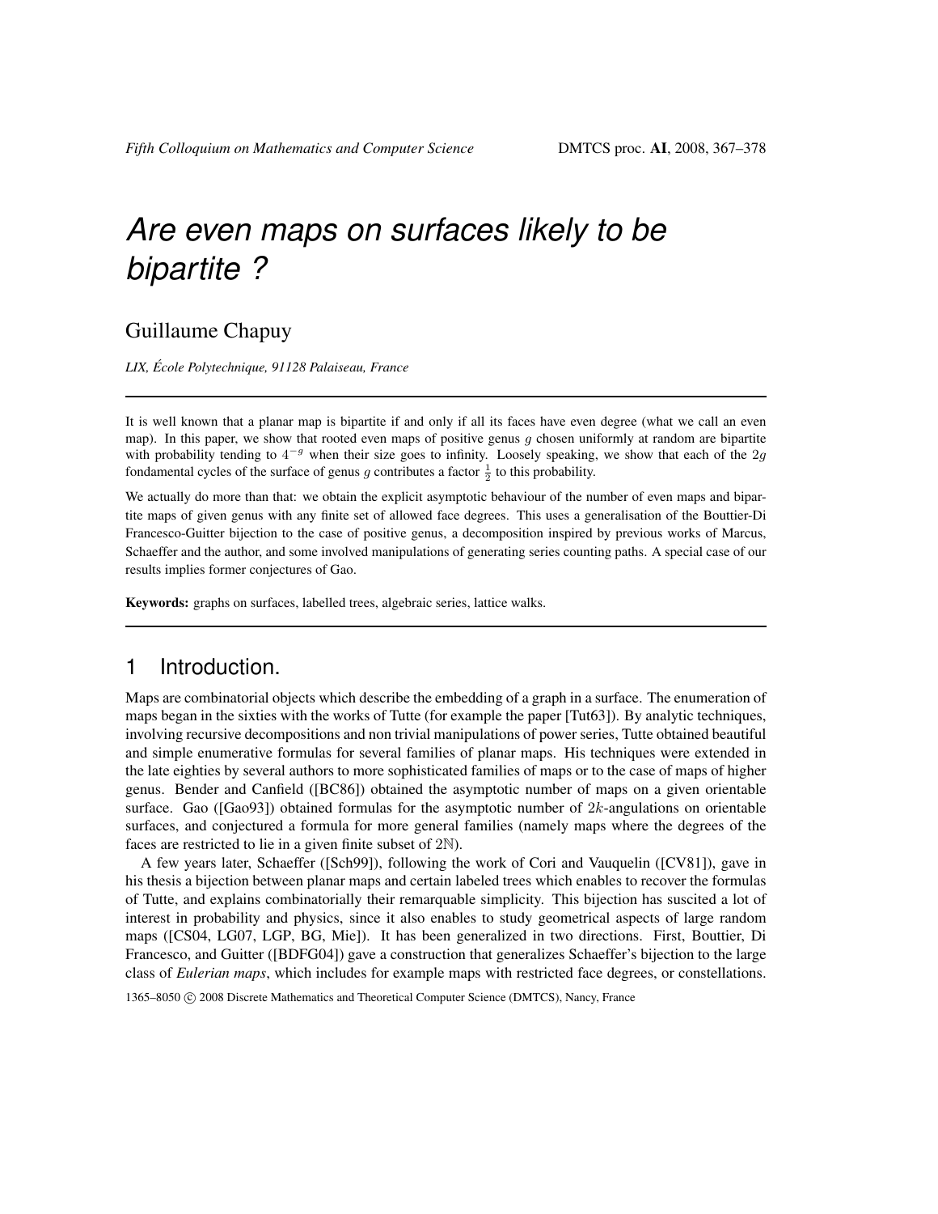# Are even maps on surfaces likely to be bipartite ?

## Guillaume Chapuy

*LIX, École Polytechnique, 91128 Palaiseau, France*

---

It is well known that a planar map is bipartite if and only if all its faces have even degree (what we call an even map). In this paper, we show that rooted even maps of positive genus $g$ chosen uniformly at random are bipartite with probability tending to $4^{-g}$ when their size goes to infinity. Loosely speaking, we show that each of the $2g$ fondamental cycles of the surface of genus $g$ contributes a factor $\frac{1}{2}$ to this probability.

We actually do more than that: we obtain the explicit asymptotic behaviour of the number of even maps and bipartite maps of given genus with any finite set of allowed face degrees. This uses a generalisation of the Bouttier-Di Francesco-Guitter bijection to the case of positive genus, a decomposition inspired by previous works of Marcus, Schaeffer and the author, and some involved manipulations of generating series counting paths. A special case of our results implies former conjectures of Gao.

**Keywords:** graphs on surfaces, labelled trees, algebraic series, lattice walks.

---

## 1 Introduction.

Maps are combinatorial objects which describe the embedding of a graph in a surface. The enumeration of maps began in the sixties with the works of Tutte (for example the paper [Tut63]). By analytic techniques, involving recursive decompositions and non trivial manipulations of power series, Tutte obtained beautiful and simple enumerative formulas for several families of planar maps. His techniques were extended in the late eighties by several authors to more sophisticated families of maps or to the case of maps of higher genus. Bender and Canfield ([BC86]) obtained the asymptotic number of maps on a given orientable surface. Gao ([Gao93]) obtained formulas for the asymptotic number of $2k$-angulations on orientable surfaces, and conjectured a formula for more general families (namely maps where the degrees of the faces are restricted to lie in a given finite subset of $2\mathbb{N}$).

A few years later, Schaeffer ([Sch99]), following the work of Cori and Vauquelin ([CV81]), gave in his thesis a bijection between planar maps and certain labeled trees which enables to recover the formulas of Tutte, and explains combinatorially their remarquable simplicity. This bijection has suscited a lot of interest in probability and physics, since it also enables to study geometrical aspects of large random maps ([CS04, LG07, LGP, BG, Mie]). It has been generalized in two directions. First, Bouttier, Di Francesco, and Guitter ([BDFG04]) gave a construction that generalizes Schaeffer's bijection to the large class of *Eulerian maps*, which includes for example maps with restricted face degrees, or constellations.

1365–8050 © 2008 Discrete Mathematics and Theoretical Computer Science (DMTCS), Nancy, France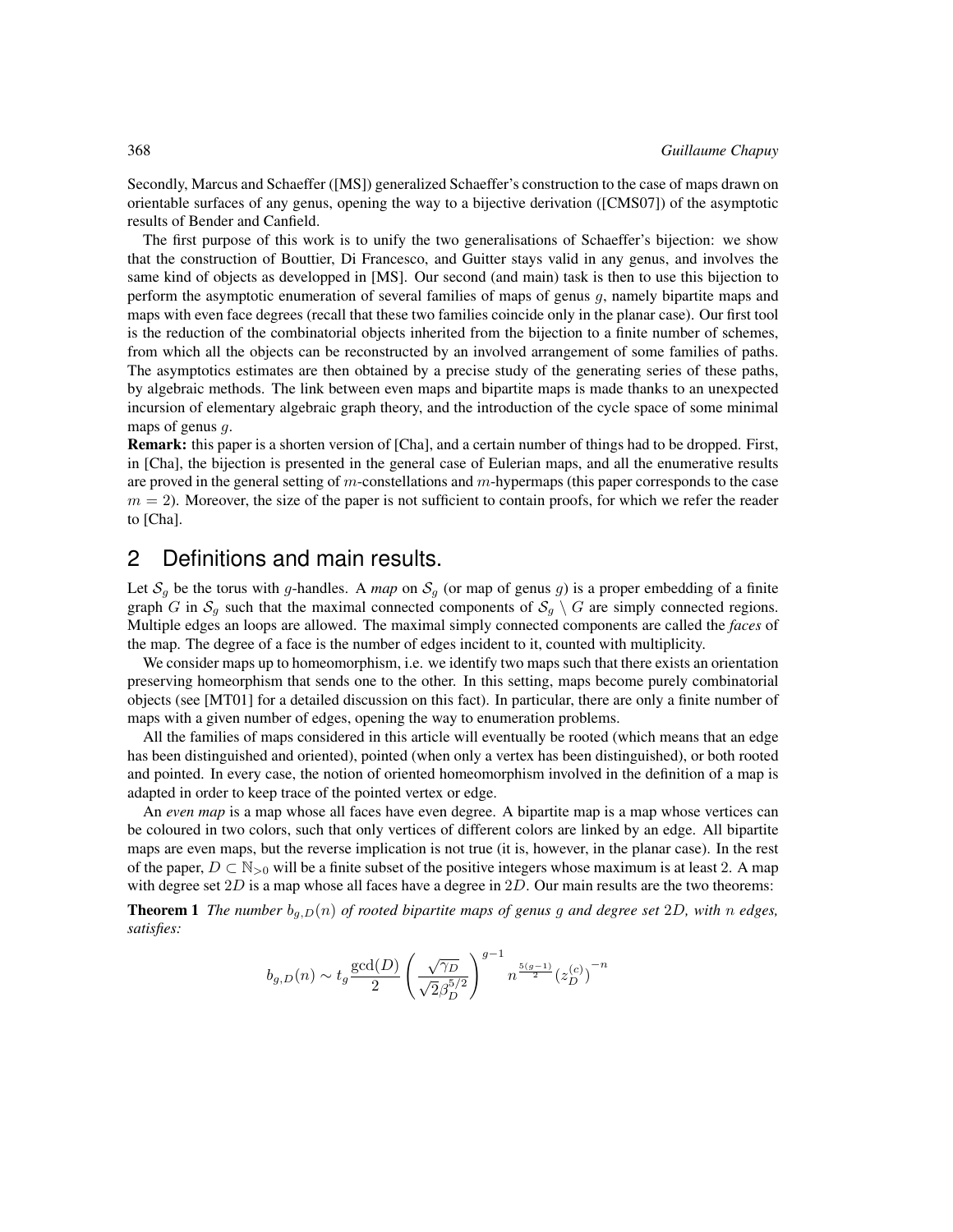Secondly, Marcus and Schaeffer ([MS]) generalized Schaeffer's construction to the case of maps drawn on orientable surfaces of any genus, opening the way to a bijective derivation ([CMS07]) of the asymptotic results of Bender and Canfield.

The first purpose of this work is to unify the two generalisations of Schaeffer's bijection: we show that the construction of Bouttier, Di Francesco, and Guitter stays valid in any genus, and involves the same kind of objects as developped in [MS]. Our second (and main) task is then to use this bijection to perform the asymptotic enumeration of several families of maps of genus $g$, namely bipartite maps and maps with even face degrees (recall that these two families coincide only in the planar case). Our first tool is the reduction of the combinatorial objects inherited from the bijection to a finite number of schemes, from which all the objects can be reconstructed by an involved arrangement of some families of paths. The asymptotics estimates are then obtained by a precise study of the generating series of these paths, by algebraic methods. The link between even maps and bipartite maps is made thanks to an unexpected incursion of elementary algebraic graph theory, and the introduction of the cycle space of some minimal maps of genus $g$.

**Remark:** this paper is a shorten version of [Cha], and a certain number of things had to be dropped. First, in [Cha], the bijection is presented in the general case of Eulerian maps, and all the enumerative results are proved in the general setting of $m$-constellations and $m$-hypermaps (this paper corresponds to the case $m = 2$). Moreover, the size of the paper is not sufficient to contain proofs, for which we refer the reader to [Cha].

## 2 Definitions and main results.

Let $\mathcal{S}_g$ be the torus with $g$-handles. A *map* on $\mathcal{S}_g$ (or map of genus $g$) is a proper embedding of a finite graph $G$ in $\mathcal{S}_g$ such that the maximal connected components of $\mathcal{S}_g \setminus G$ are simply connected regions. Multiple edges an loops are allowed. The maximal simply connected components are called the *faces* of the map. The degree of a face is the number of edges incident to it, counted with multiplicity.

We consider maps up to homeomorphism, i.e. we identify two maps such that there exists an orientation preserving homeomorphism that sends one to the other. In this setting, maps become purely combinatorial objects (see [MT01] for a detailed discussion on this fact). In particular, there are only a finite number of maps with a given number of edges, opening the way to enumeration problems.

All the families of maps considered in this article will eventually be rooted (which means that an edge has been distinguished and oriented), pointed (when only a vertex has been distinguished), or both rooted and pointed. In every case, the notion of oriented homeomorphism involved in the definition of a map is adapted in order to keep trace of the pointed vertex or edge.

An *even map* is a map whose all faces have even degree. A bipartite map is a map whose vertices can be coloured in two colors, such that only vertices of different colors are linked by an edge. All bipartite maps are even maps, but the reverse implication is not true (it is, however, in the planar case). In the rest of the paper, $D \subset \mathbb{N}_{>0}$ will be a finite subset of the positive integers whose maximum is at least 2. A map with degree set $2D$ is a map whose all faces have a degree in $2D$. Our main results are the two theorems:

**Theorem 1** *The number $b_{g,D}(n)$ of rooted bipartite maps of genus $g$ and degree set $2D$, with $n$ edges, satisfies:*

$$b_{g,D}(n) \sim t_g \frac{\gcd(D)}{2} \left( \frac{\sqrt{\gamma_D}}{\sqrt{2}\beta_D^{5/2}} \right)^{g-1} n^{\frac{5(g-1)}{2}} \left(z_D^{(c)}\right)^{-n}$$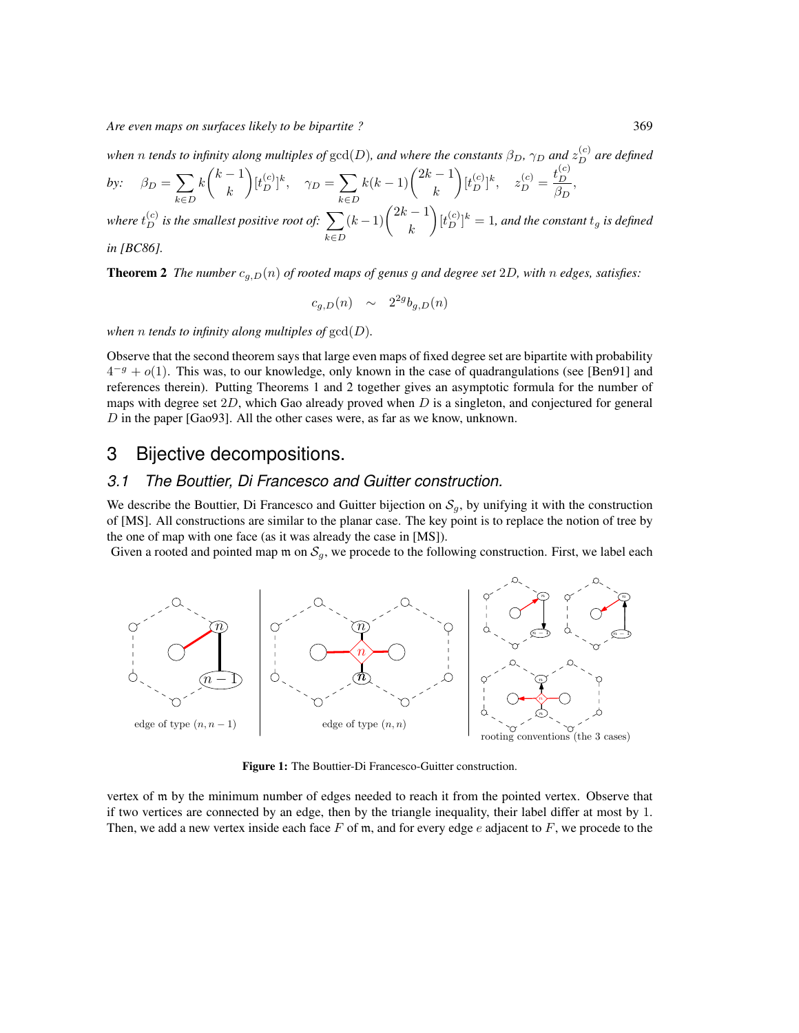*when $n$ tends to infinity along multiples of* $\gcd(D)$*, and where the constants* $\beta_D$*,* $\gamma_D$ *and* $z_D^{(c)}$ *are defined by:* $\beta_D = \sum_{k\in D} k\binom{k-1}{k}[t_D^{(c)}]^k$, $\gamma_D = \sum_{k\in D} k(k-1)\binom{2k-1}{k}[t_D^{(c)}]^k$, $z_D^{(c)} = \frac{t_D^{(c)}}{\beta_D}$,

*where* $t_D^{(c)}$ *is the smallest positive root of:* $\sum_{k\in D}(k-1)\binom{2k-1}{k}[t_D^{(c)}]^k = 1$*, and the constant* $t_g$ *is defined in [BC86].*

**Theorem 2** *The number* $c_{g,D}(n)$ *of rooted maps of genus* $g$ *and degree set* $2D$*, with* $n$ *edges, satisfies:*

$$c_{g,D}(n) \quad \sim \quad 2^{2g} b_{g,D}(n)$$

*when $n$ tends to infinity along multiples of* $\gcd(D)$*.*

Observe that the second theorem says that large even maps of fixed degree set are bipartite with probability $4^{-g} + o(1)$. This was, to our knowledge, only known in the case of quadrangulations (see [Ben91] and references therein). Putting Theorems 1 and 2 together gives an asymptotic formula for the number of maps with degree set $2D$, which Gao already proved when $D$ is a singleton, and conjectured for general $D$ in the paper [Gao93]. All the other cases were, as far as we know, unknown.

# 3 Bijective decompositions.

## 3.1 The Bouttier, Di Francesco and Guitter construction.

We describe the Bouttier, Di Francesco and Guitter bijection on $\mathcal{S}_g$, by unifying it with the construction of [MS]. All constructions are similar to the planar case. The key point is to replace the notion of tree by the one of map with one face (as it was already the case in [MS]).

Given a rooted and pointed map $\mathfrak{m}$ on $\mathcal{S}_g$, we procede to the following construction. First, we label each

**Figure 1:** The Bouttier-Di Francesco-Guitter construction.

vertex of $\mathfrak{m}$ by the minimum number of edges needed to reach it from the pointed vertex. Observe that if two vertices are connected by an edge, then by the triangle inequality, their label differ at most by 1. Then, we add a new vertex inside each face $F$ of $\mathfrak{m}$, and for every edge $e$ adjacent to $F$, we procede to the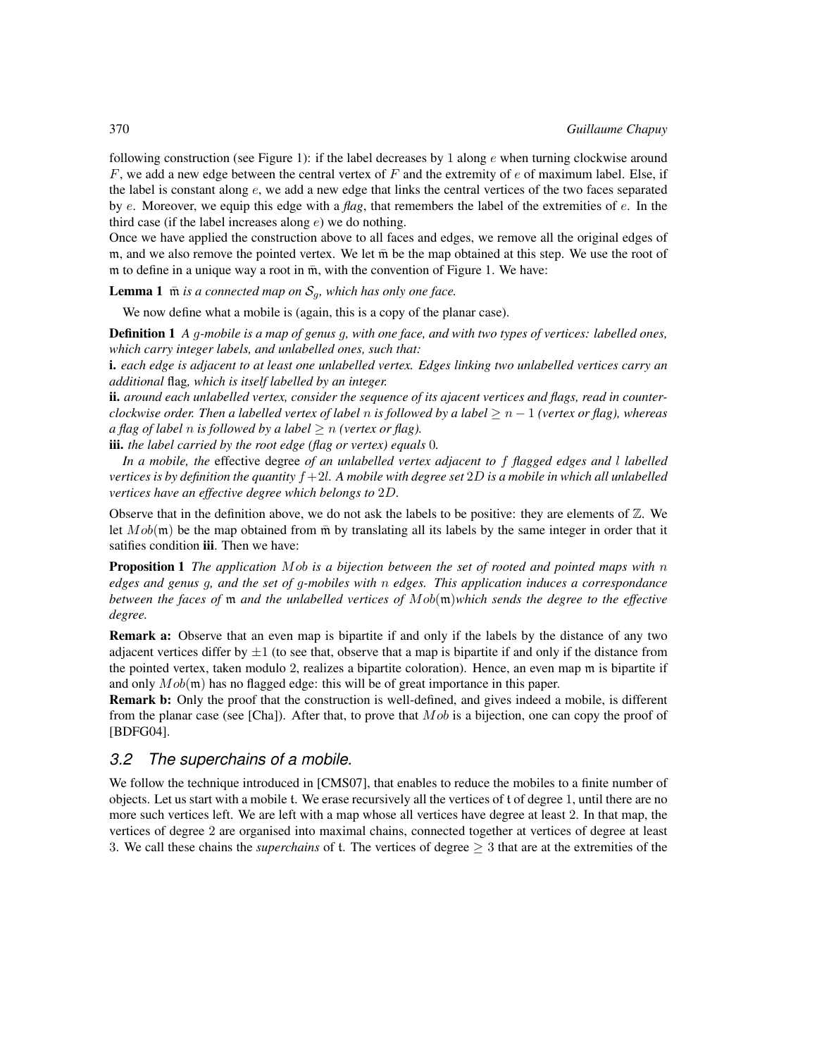following construction (see Figure 1): if the label decreases by 1 along $e$ when turning clockwise around $F$, we add a new edge between the central vertex of $F$ and the extremity of $e$ of maximum label. Else, if the label is constant along $e$, we add a new edge that links the central vertices of the two faces separated by $e$. Moreover, we equip this edge with a *flag*, that remembers the label of the extremities of $e$. In the third case (if the label increases along $e$) we do nothing.

Once we have applied the construction above to all faces and edges, we remove all the original edges of $\mathfrak{m}$, and we also remove the pointed vertex. We let $\bar{\mathfrak{m}}$ be the map obtained at this step. We use the root of $\mathfrak{m}$ to define in a unique way a root in $\bar{\mathfrak{m}}$, with the convention of Figure 1. We have:

**Lemma 1** *$\bar{\mathfrak{m}}$ is a connected map on $\mathcal{S}_g$, which has only one face.*

We now define what a mobile is (again, this is a copy of the planar case).

**Definition 1** *A $g$-mobile is a map of genus $g$, with one face, and with two types of vertices: labelled ones, which carry integer labels, and unlabelled ones, such that:*

**i.** *each edge is adjacent to at least one unlabelled vertex. Edges linking two unlabelled vertices carry an additional* flag*, which is itself labelled by an integer.*

**ii.** *around each unlabelled vertex, consider the sequence of its ajacent vertices and flags, read in counter-clockwise order. Then a labelled vertex of label $n$ is followed by a label $\geq n-1$ (vertex or flag), whereas a flag of label $n$ is followed by a label $\geq n$ (vertex or flag).*

**iii.** *the label carried by the root edge (flag or vertex) equals 0.*

*In a mobile, the* effective *degree of an unlabelled vertex adjacent to $f$ flagged edges and $l$ labelled vertices is by definition the quantity $f+2l$. A mobile with degree set $2D$ is a mobile in which all unlabelled vertices have an effective degree which belongs to $2D$.*

Observe that in the definition above, we do not ask the labels to be positive: they are elements of $\mathbb{Z}$. We let $Mob(\mathfrak{m})$ be the map obtained from $\bar{\mathfrak{m}}$ by translating all its labels by the same integer in order that it satifies condition **iii**. Then we have:

**Proposition 1** *The application $Mob$ is a bijection between the set of rooted and pointed maps with $n$ edges and genus $g$, and the set of $g$-mobiles with $n$ edges. This application induces a correspondance between the faces of $\mathfrak{m}$ and the unlabelled vertices of $Mob(\mathfrak{m})$which sends the degree to the effective degree.*

**Remark a:** Observe that an even map is bipartite if and only if the labels by the distance of any two adjacent vertices differ by $\pm 1$ (to see that, observe that a map is bipartite if and only if the distance from the pointed vertex, taken modulo 2, realizes a bipartite coloration). Hence, an even map $\mathfrak{m}$ is bipartite if and only $Mob(\mathfrak{m})$ has no flagged edge: this will be of great importance in this paper.

**Remark b:** Only the proof that the construction is well-defined, and gives indeed a mobile, is different from the planar case (see [Cha]). After that, to prove that $Mob$ is a bijection, one can copy the proof of [BDFG04].

### 3.2 The superchains of a mobile.

We follow the technique introduced in [CMS07], that enables to reduce the mobiles to a finite number of objects. Let us start with a mobile $\mathfrak{t}$. We erase recursively all the vertices of $\mathfrak{t}$ of degree 1, until there are no more such vertices left. We are left with a map whose all vertices have degree at least 2. In that map, the vertices of degree 2 are organised into maximal chains, connected together at vertices of degree at least 3. We call these chains the *superchains* of $\mathfrak{t}$. The vertices of degree $\geq 3$ that are at the extremities of the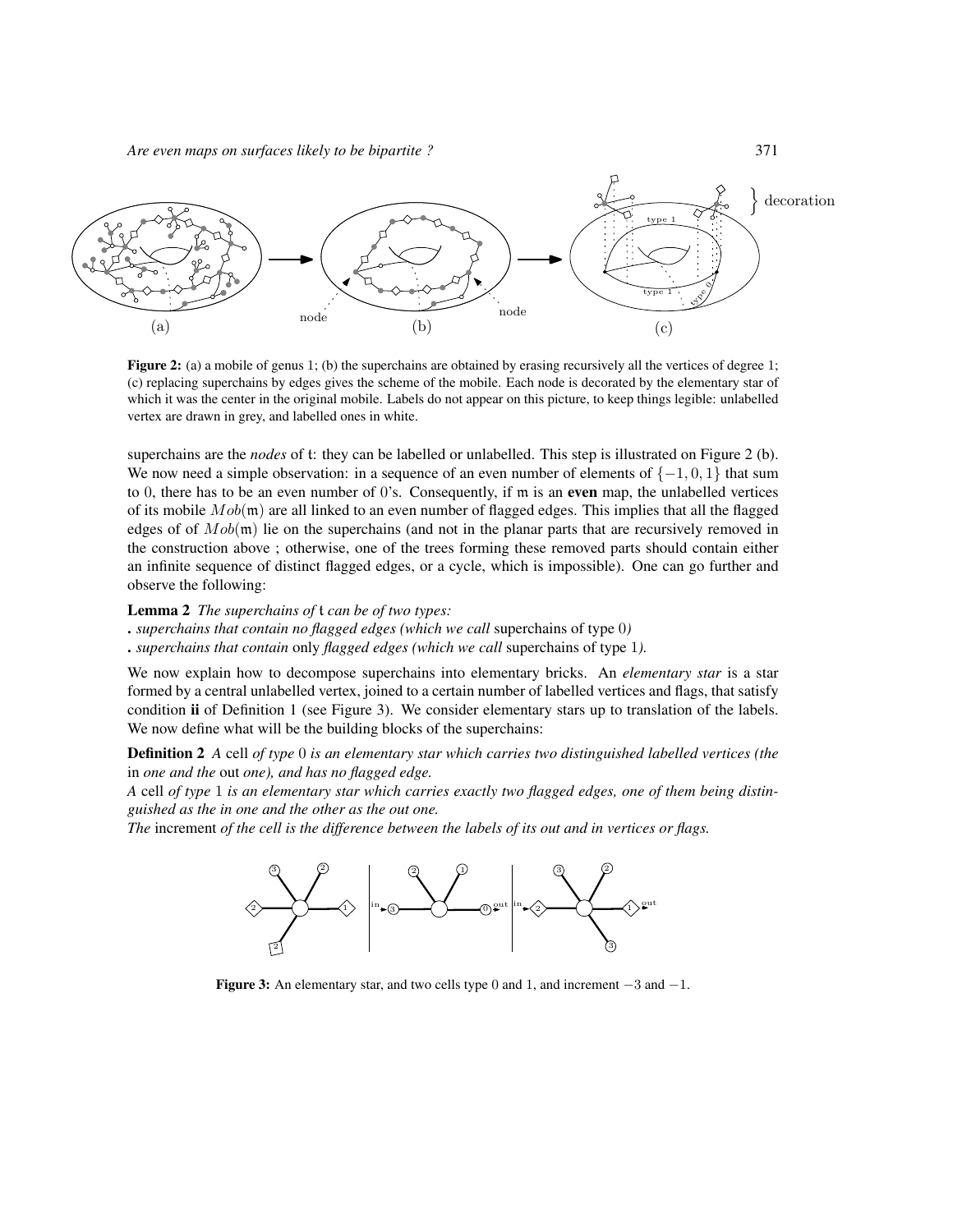**Figure 2:** (a) a mobile of genus 1; (b) the superchains are obtained by erasing recursively all the vertices of degree 1; (c) replacing superchains by edges gives the scheme of the mobile. Each node is decorated by the elementary star of which it was the center in the original mobile. Labels do not appear on this picture, to keep things legible: unlabelled vertex are drawn in grey, and labelled ones in white.

superchains are the *nodes* of $\mathfrak{t}$: they can be labelled or unlabelled. This step is illustrated on Figure 2 (b). We now need a simple observation: in a sequence of an even number of elements of $\{-1, 0, 1\}$ that sum to 0, there has to be an even number of 0's. Consequently, if $\mathfrak{m}$ is an **even** map, the unlabelled vertices of its mobile $Mob(\mathfrak{m})$ are all linked to an even number of flagged edges. This implies that all the flagged edges of of $Mob(\mathfrak{m})$ lie on the superchains (and not in the planar parts that are recursively removed in the construction above ; otherwise, one of the trees forming these removed parts should contain either an infinite sequence of distinct flagged edges, or a cycle, which is impossible). One can go further and observe the following:

**Lemma 2** *The superchains of* $\mathfrak{t}$ *can be of two types:*

. *superchains that contain no flagged edges (which we call* superchains of type 0*)*

. *superchains that contain* only *flagged edges (which we call* superchains of type 1*).*

We now explain how to decompose superchains into elementary bricks. An *elementary star* is a star formed by a central unlabelled vertex, joined to a certain number of labelled vertices and flags, that satisfy condition **ii** of Definition 1 (see Figure 3). We consider elementary stars up to translation of the labels. We now define what will be the building blocks of the superchains:

**Definition 2** *A* cell *of type* 0 *is an elementary star which carries two distinguished labelled vertices (the* in *one and the* out *one), and has no flagged edge.*

*A* cell *of type* 1 *is an elementary star which carries exactly two flagged edges, one of them being distinguished as the in one and the other as the out one.*

*The* increment *of the cell is the difference between the labels of its out and in vertices or flags.*

**Figure 3:** An elementary star, and two cells type 0 and 1, and increment $-3$ and $-1$.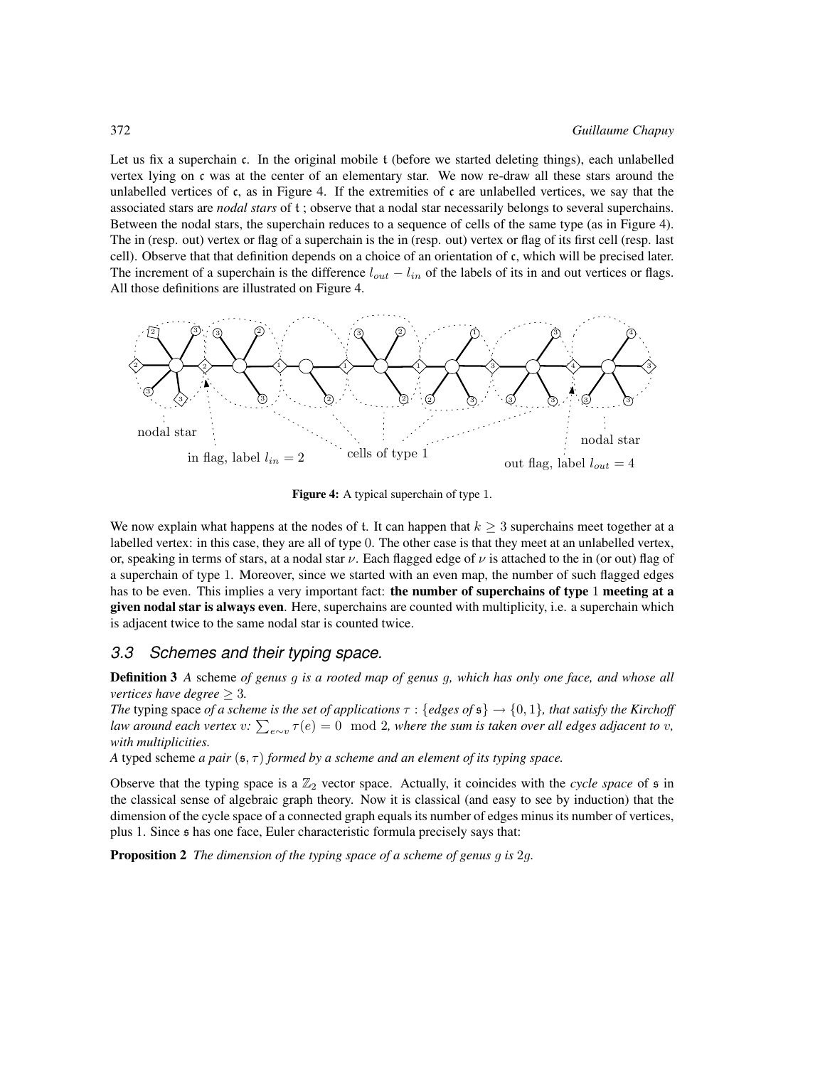Let us fix a superchain $\mathfrak{c}$. In the original mobile $\mathfrak{t}$ (before we started deleting things), each unlabelled vertex lying on $\mathfrak{c}$ was at the center of an elementary star. We now re-draw all these stars around the unlabelled vertices of $\mathfrak{c}$, as in Figure 4. If the extremities of $\mathfrak{c}$ are unlabelled vertices, we say that the associated stars are *nodal stars* of $\mathfrak{t}$ ; observe that a nodal star necessarily belongs to several superchains. Between the nodal stars, the superchain reduces to a sequence of cells of the same type (as in Figure 4). The in (resp. out) vertex or flag of a superchain is the in (resp. out) vertex or flag of its first cell (resp. last cell). Observe that that definition depends on a choice of an orientation of $\mathfrak{c}$, which will be precised later. The increment of a superchain is the difference $l_{out} - l_{in}$ of the labels of its in and out vertices or flags. All those definitions are illustrated on Figure 4.

**Figure 4:** A typical superchain of type 1.

We now explain what happens at the nodes of $\mathfrak{t}$. It can happen that $k \geq 3$ superchains meet together at a labelled vertex: in this case, they are all of type 0. The other case is that they meet at an unlabelled vertex, or, speaking in terms of stars, at a nodal star $\nu$. Each flagged edge of $\nu$ is attached to the in (or out) flag of a superchain of type 1. Moreover, since we started with an even map, the number of such flagged edges has to be even. This implies a very important fact: **the number of superchains of type 1 meeting at a given nodal star is always even**. Here, superchains are counted with multiplicity, i.e. a superchain which is adjacent twice to the same nodal star is counted twice.

### 3.3 Schemes and their typing space.

**Definition 3** *A* scheme *of genus $g$ is a rooted map of genus $g$, which has only one face, and whose all vertices have degree $\geq 3$.*
*The* typing space *of a scheme is the set of applications $\tau : \{edges\ of\ \mathfrak{s}\} \to \{0, 1\}$, that satisfy the Kirchoff law around each vertex $v$: $\sum_{e \sim v} \tau(e) = 0 \mod 2$, where the sum is taken over all edges adjacent to $v$, with multiplicities.*
*A* typed scheme *a pair $(\mathfrak{s}, \tau)$ formed by a scheme and an element of its typing space.*

Observe that the typing space is a $\mathbb{Z}_2$ vector space. Actually, it coincides with the *cycle space* of $\mathfrak{s}$ in the classical sense of algebraic graph theory. Now it is classical (and easy to see by induction) that the dimension of the cycle space of a connected graph equals its number of edges minus its number of vertices, plus 1. Since $\mathfrak{s}$ has one face, Euler characteristic formula precisely says that:

**Proposition 2** *The dimension of the typing space of a scheme of genus $g$ is $2g$.*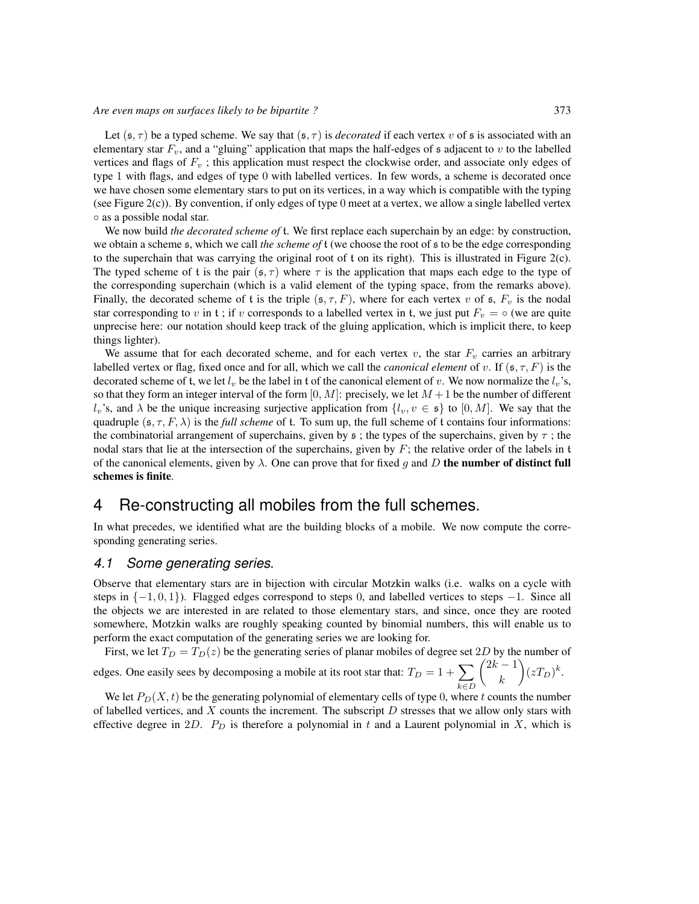Let $(\mathfrak{s}, \tau)$ be a typed scheme. We say that $(\mathfrak{s}, \tau)$ is *decorated* if each vertex $v$ of $\mathfrak{s}$ is associated with an elementary star $F_v$, and a "gluing" application that maps the half-edges of $\mathfrak{s}$ adjacent to $v$ to the labelled vertices and flags of $F_v$ ; this application must respect the clockwise order, and associate only edges of type 1 with flags, and edges of type 0 with labelled vertices. In few words, a scheme is decorated once we have chosen some elementary stars to put on its vertices, in a way which is compatible with the typing (see Figure 2(c)). By convention, if only edges of type 0 meet at a vertex, we allow a single labelled vertex $\circ$ as a possible nodal star.

We now build *the decorated scheme of* $\mathfrak{t}$. We first replace each superchain by an edge: by construction, we obtain a scheme $\mathfrak{s}$, which we call *the scheme of* $\mathfrak{t}$ (we choose the root of $\mathfrak{s}$ to be the edge corresponding to the superchain that was carrying the original root of $\mathfrak{t}$ on its right). This is illustrated in Figure 2(c). The typed scheme of $\mathfrak{t}$ is the pair $(\mathfrak{s}, \tau)$ where $\tau$ is the application that maps each edge to the type of the corresponding superchain (which is a valid element of the typing space, from the remarks above). Finally, the decorated scheme of $\mathfrak{t}$ is the triple $(\mathfrak{s}, \tau, F)$, where for each vertex $v$ of $\mathfrak{s}$, $F_v$ is the nodal star corresponding to $v$ in $\mathfrak{t}$ ; if $v$ corresponds to a labelled vertex in $\mathfrak{t}$, we just put $F_v = \circ$ (we are quite unprecise here: our notation should keep track of the gluing application, which is implicit there, to keep things lighter).

We assume that for each decorated scheme, and for each vertex $v$, the star $F_v$ carries an arbitrary labelled vertex or flag, fixed once and for all, which we call the *canonical element* of $v$. If $(\mathfrak{s}, \tau, F)$ is the decorated scheme of $\mathfrak{t}$, we let $l_v$ be the label in $\mathfrak{t}$ of the canonical element of $v$. We now normalize the $l_v$'s, so that they form an integer interval of the form $[0, M]$: precisely, we let $M + 1$ be the number of different $l_v$'s, and $\lambda$ be the unique increasing surjective application from $\{l_v, v \in \mathfrak{s}\}$ to $[0, M]$. We say that the quadruple $(\mathfrak{s}, \tau, F, \lambda)$ is the *full scheme* of $\mathfrak{t}$. To sum up, the full scheme of $\mathfrak{t}$ contains four informations: the combinatorial arrangement of superchains, given by $\mathfrak{s}$ ; the types of the superchains, given by $\tau$ ; the nodal stars that lie at the intersection of the superchains, given by $F$; the relative order of the labels in $\mathfrak{t}$ of the canonical elements, given by $\lambda$. One can prove that for fixed $g$ and $D$ **the number of distinct full schemes is finite**.

# 4 Re-constructing all mobiles from the full schemes.

In what precedes, we identified what are the building blocks of a mobile. We now compute the corresponding generating series.

## 4.1 Some generating series.

Observe that elementary stars are in bijection with circular Motzkin walks (i.e. walks on a cycle with steps in $\{-1, 0, 1\}$). Flagged edges correspond to steps 0, and labelled vertices to steps $-1$. Since all the objects we are interested in are related to those elementary stars, and since, once they are rooted somewhere, Motzkin walks are roughly speaking counted by binomial numbers, this will enable us to perform the exact computation of the generating series we are looking for.

First, we let $T_D = T_D(z)$ be the generating series of planar mobiles of degree set $2D$ by the number of edges. One easily sees by decomposing a mobile at its root star that: $T_D = 1 + \sum_{k \in D} \binom{2k-1}{k} (zT_D)^k$.

We let $P_D(X, t)$ be the generating polynomial of elementary cells of type 0, where $t$ counts the number of labelled vertices, and $X$ counts the increment. The subscript $D$ stresses that we allow only stars with effective degree in $2D$. $P_D$ is therefore a polynomial in $t$ and a Laurent polynomial in $X$, which is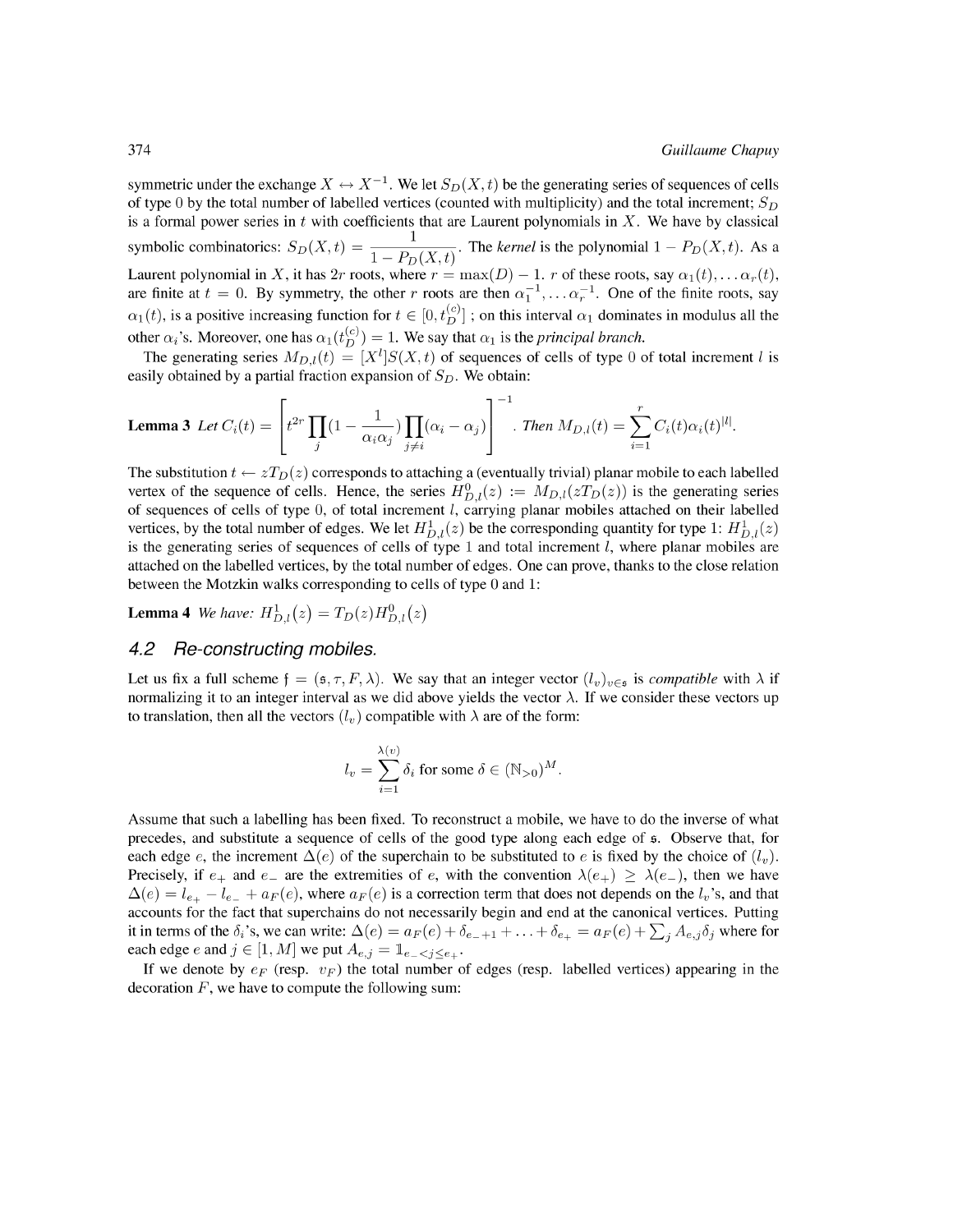symmetric under the exchange $X \leftrightarrow X^{-1}$. We let $S_D(X,t)$ be the generating series of sequences of cells of type 0 by the total number of labelled vertices (counted with multiplicity) and the total increment; $S_D$ is a formal power series in $t$ with coefficients that are Laurent polynomials in $X$. We have by classical symbolic combinatorics: $S_D(X,t) = \dfrac{1}{1-P_D(X,t)}$. The *kernel* is the polynomial $1 - P_D(X,t)$. As a Laurent polynomial in $X$, it has $2r$ roots, where $r = \max(D) - 1$. $r$ of these roots, say $\alpha_1(t), \dots \alpha_r(t)$, are finite at $t = 0$. By symmetry, the other $r$ roots are then $\alpha_1^{-1}, \dots \alpha_r^{-1}$. One of the finite roots, say $\alpha_1(t)$, is a positive increasing function for $t \in [0, t_D^{(c)}]$ ; on this interval $\alpha_1$ dominates in modulus all the other $\alpha_i$'s. Moreover, one has $\alpha_1(t_D^{(c)}) = 1$. We say that $\alpha_1$ is the *principal branch.*

The generating series $M_{D,l}(t) = [X^l]S(X,t)$ of sequences of cells of type 0 of total increment $l$ is easily obtained by a partial fraction expansion of $S_D$. We obtain:

**Lemma 3** *Let* $C_i(t) = \left[ t^{2r} \prod_j (1 - \frac{1}{\alpha_i \alpha_j}) \prod_{j \neq i} (\alpha_i - \alpha_j) \right]^{-1}$. *Then* $M_{D,l}(t) = \sum_{i=1}^{r} C_i(t) \alpha_i(t)^{|l|}$.

The substitution $t \leftarrow zT_D(z)$ corresponds to attaching a (eventually trivial) planar mobile to each labelled vertex of the sequence of cells. Hence, the series $H_{D,l}^0(z) := M_{D,l}(zT_D(z))$ is the generating series of sequences of cells of type 0, of total increment $l$, carrying planar mobiles attached on their labelled vertices, by the total number of edges. We let $H_{D,l}^1(z)$ be the corresponding quantity for type 1: $H_{D,l}^1(z)$ is the generating series of sequences of cells of type 1 and total increment $l$, where planar mobiles are attached on the labelled vertices, by the total number of edges. One can prove, thanks to the close relation between the Motzkin walks corresponding to cells of type 0 and 1:

**Lemma 4** *We have:* $H_{D,l}^1(z) = T_D(z) H_{D,l}^0(z)$

## 4.2 Re-constructing mobiles.

Let us fix a full scheme $\mathfrak{f} = (\mathfrak{s}, \tau, F, \lambda)$. We say that an integer vector $(l_v)_{v \in \mathfrak{s}}$ is *compatible* with $\lambda$ if normalizing it to an integer interval as we did above yields the vector $\lambda$. If we consider these vectors up to translation, then all the vectors $(l_v)$ compatible with $\lambda$ are of the form:

$$l_v = \sum_{i=1}^{\lambda(v)} \delta_i \text{ for some } \delta \in (\mathbb{N}_{>0})^M.$$

Assume that such a labelling has been fixed. To reconstruct a mobile, we have to do the inverse of what precedes, and substitute a sequence of cells of the good type along each edge of $\mathfrak{s}$. Observe that, for each edge $e$, the increment $\Delta(e)$ of the superchain to be substituted to $e$ is fixed by the choice of $(l_v)$. Precisely, if $e_+$ and $e_-$ are the extremities of $e$, with the convention $\lambda(e_+) \geq \lambda(e_-)$, then we have $\Delta(e) = l_{e_+} - l_{e_-} + a_F(e)$, where $a_F(e)$ is a correction term that does not depends on the $l_v$'s, and that accounts for the fact that superchains do not necessarily begin and end at the canonical vertices. Putting it in terms of the $\delta_i$'s, we can write: $\Delta(e) = a_F(e) + \delta_{e_-+1} + \ldots + \delta_{e_+} = a_F(e) + \sum_j A_{e,j}\delta_j$ where for each edge $e$ and $j \in [1, M]$ we put $A_{e,j} = \mathbb{1}_{e_- < j \leq e_+}$.

If we denote by $e_F$ (resp. $v_F$) the total number of edges (resp. labelled vertices) appearing in the decoration $F$, we have to compute the following sum: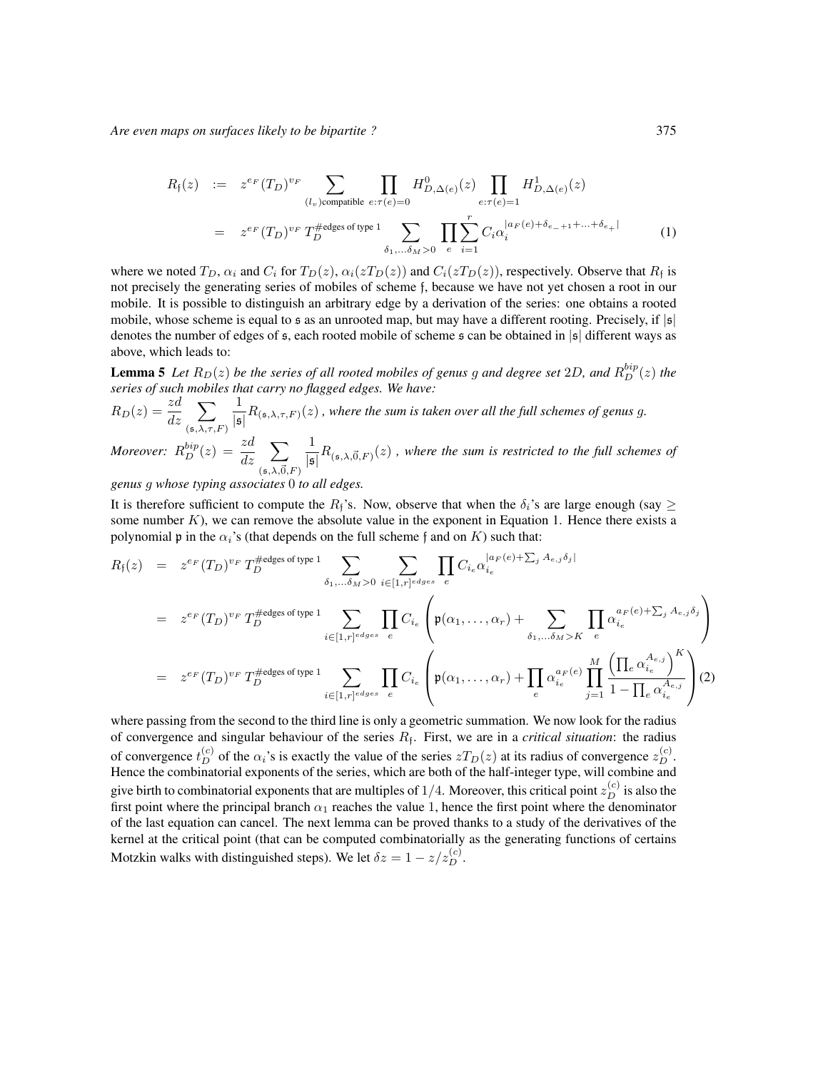$$
\begin{aligned}
R_{\mathfrak{f}}(z) &:= z^{e_F}(T_D)^{v_F} \sum_{(l_v)\text{compatible}} \prod_{e:\tau(e)=0} H^0_{D,\Delta(e)}(z) \prod_{e:\tau(e)=1} H^1_{D,\Delta(e)}(z) \\
&= z^{e_F}(T_D)^{v_F}\, T_D^{\#\text{edges of type 1}} \sum_{\delta_1,\ldots\delta_M>0} \prod_e \sum_{i=1}^{r} C_i \alpha_i^{|a_F(e)+\delta_{e_-+1}+\ldots+\delta_{e_+}|} \qquad (1)
\end{aligned}
$$

where we noted $T_D$, $\alpha_i$ and $C_i$ for $T_D(z)$, $\alpha_i(zT_D(z))$ and $C_i(zT_D(z))$, respectively. Observe that $R_{\mathfrak{f}}$ is not precisely the generating series of mobiles of scheme $\mathfrak{f}$, because we have not yet chosen a root in our mobile. It is possible to distinguish an arbitrary edge by a derivation of the series: one obtains a rooted mobile, whose scheme is equal to $\mathfrak{s}$ as an unrooted map, but may have a different rooting. Precisely, if $|\mathfrak{s}|$ denotes the number of edges of $\mathfrak{s}$, each rooted mobile of scheme $\mathfrak{s}$ can be obtained in $|\mathfrak{s}|$ different ways as above, which leads to:

**Lemma 5** *Let $R_D(z)$ be the series of all rooted mobiles of genus $g$ and degree set $2D$, and $R^{bip}_D(z)$ the series of such mobiles that carry no flagged edges. We have:*

$R_D(z) = \frac{zd}{dz} \sum_{(\mathfrak{s},\lambda,\tau,F)} \frac{1}{|\mathfrak{s}|} R_{(\mathfrak{s},\lambda,\tau,F)}(z)$ *, where the sum is taken over all the full schemes of genus $g$.*

*Moreover: $R^{bip}_D(z) = \frac{zd}{dz} \sum_{(\mathfrak{s},\lambda,\vec{0},F)} \frac{1}{|\mathfrak{s}|} R_{(\mathfrak{s},\lambda,\vec{0},F)}(z)$ , where the sum is restricted to the full schemes of genus $g$ whose typing associates $0$ to all edges.*

It is therefore sufficient to compute the $R_{\mathfrak{f}}$'s. Now, observe that when the $\delta_i$'s are large enough (say $\geq$ some number $K$), we can remove the absolute value in the exponent in Equation 1. Hence there exists a polynomial $\mathfrak{p}$ in the $\alpha_i$'s (that depends on the full scheme $\mathfrak{f}$ and on $K$) such that:

$$
\begin{aligned}
R_{\mathfrak{f}}(z) &= z^{e_F}(T_D)^{v_F}\, T_D^{\#\text{edges of type 1}} \sum_{\delta_1,\ldots\delta_M>0} \sum_{i\in[1,r]^{edges}} \prod_e C_{i_e} \alpha_{i_e}^{|a_F(e)+\sum_j A_{e,j}\delta_j|} \\
&= z^{e_F}(T_D)^{v_F}\, T_D^{\#\text{edges of type 1}} \sum_{i\in[1,r]^{edges}} \prod_e C_{i_e} \left( \mathfrak{p}(\alpha_1,\ldots,\alpha_r) + \sum_{\delta_1,\ldots\delta_M>K} \prod_e \alpha_{i_e}^{a_F(e)+\sum_j A_{e,j}\delta_j} \right) \\
&= z^{e_F}(T_D)^{v_F}\, T_D^{\#\text{edges of type 1}} \sum_{i\in[1,r]^{edges}} \prod_e C_{i_e} \left( \mathfrak{p}(\alpha_1,\ldots,\alpha_r) + \prod_e \alpha_{i_e}^{a_F(e)} \prod_{j=1}^{M} \frac{\left(\prod_e \alpha_{i_e}^{A_{e,j}}\right)^K}{1-\prod_e \alpha_{i_e}^{A_{e,j}}} \right) \qquad (2)
\end{aligned}
$$

where passing from the second to the third line is only a geometric summation. We now look for the radius of convergence and singular behaviour of the series $R_{\mathfrak{f}}$. First, we are in a *critical situation*: the radius of convergence $t^{(c)}_D$ of the $\alpha_i$'s is exactly the value of the series $zT_D(z)$ at its radius of convergence $z^{(c)}_D$. Hence the combinatorial exponents of the series, which are both of the half-integer type, will combine and give birth to combinatorial exponents that are multiples of $1/4$. Moreover, this critical point $z^{(c)}_D$ is also the first point where the principal branch $\alpha_1$ reaches the value 1, hence the first point where the denominator of the last equation can cancel. The next lemma can be proved thanks to a study of the derivatives of the kernel at the critical point (that can be computed combinatorially as the generating functions of certains Motzkin walks with distinguished steps). We let $\delta z = 1 - z/z^{(c)}_D$.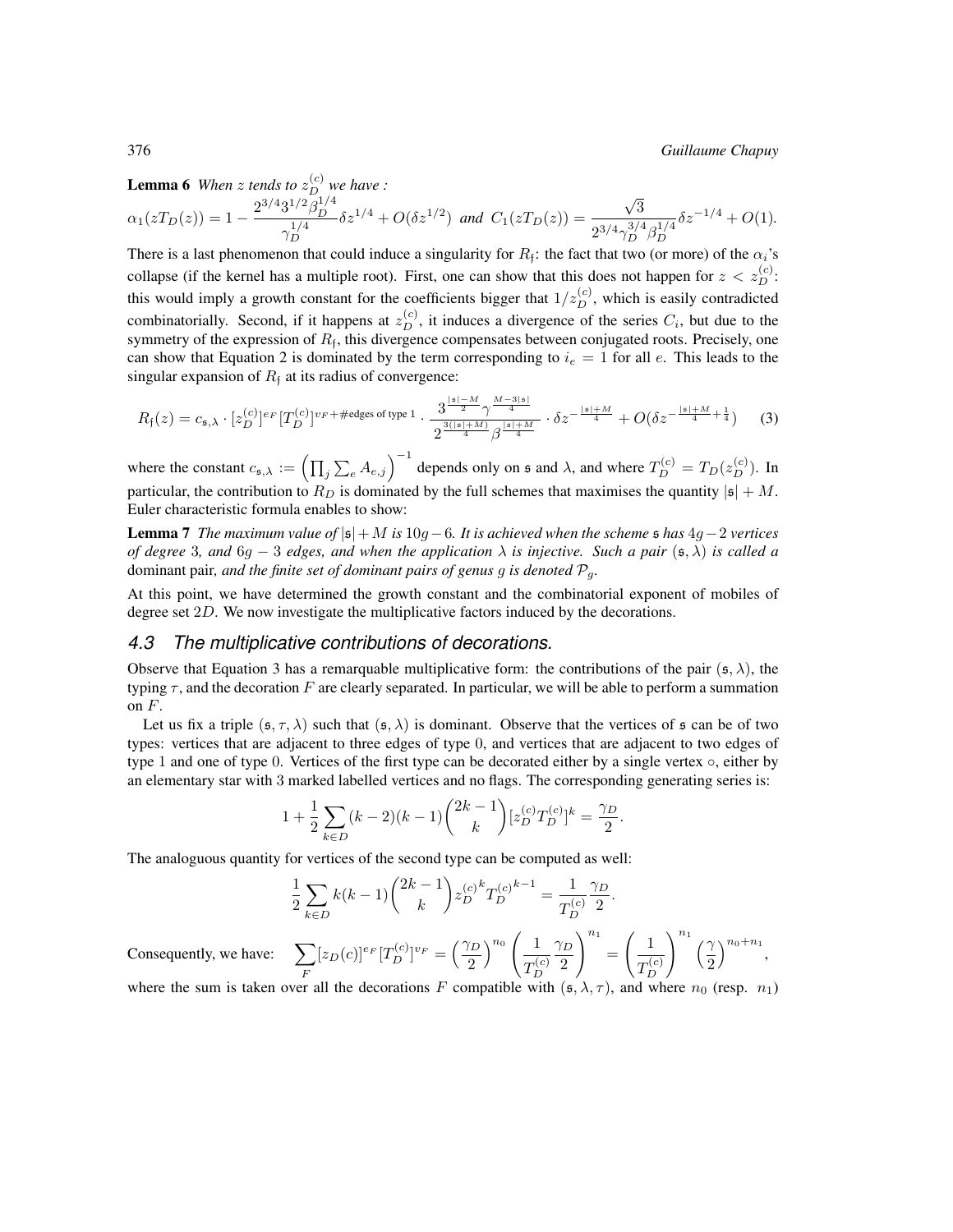**Lemma 6** *When $z$ tends to $z_D^{(c)}$ we have :*

$$\alpha_1(zT_D(z)) = 1 - \frac{2^{3/4}3^{1/2}\beta_D^{1/4}}{\gamma_D^{1/4}}\delta z^{1/4} + O(\delta z^{1/2}) \text{ and } C_1(zT_D(z)) = \frac{\sqrt{3}}{2^{3/4}\gamma_D^{3/4}\beta_D^{1/4}}\delta z^{-1/4} + O(1).$$

There is a last phenomenon that could induce a singularity for $R_{\mathfrak{f}}$: the fact that two (or more) of the $\alpha_i$'s collapse (if the kernel has a multiple root). First, one can show that this does not happen for $z < z_D^{(c)}$: this would imply a growth constant for the coefficients bigger that $1/z_D^{(c)}$, which is easily contradicted combinatorially. Second, if it happens at $z_D^{(c)}$, it induces a divergence of the series $C_i$, but due to the symmetry of the expression of $R_{\mathfrak{f}}$, this divergence compensates between conjugated roots. Precisely, one can show that Equation 2 is dominated by the term corresponding to $i_e = 1$ for all $e$. This leads to the singular expansion of $R_{\mathfrak{f}}$ at its radius of convergence:

$$R_{\mathfrak{f}}(z) = c_{\mathfrak{s},\lambda} \cdot [z_D^{(c)}]^{e_F}[T_D^{(c)}]^{v_F + \#\text{edges of type 1}} \cdot \frac{3^{\frac{|\mathfrak{s}|-M}{2}}\gamma^{\frac{M-3|\mathfrak{s}|}{4}}}{2^{\frac{3(|\mathfrak{s}|+M)}{4}}\beta^{\frac{|\mathfrak{s}|+M}{4}}} \cdot \delta z^{-\frac{|\mathfrak{s}|+M}{4}} + O(\delta z^{-\frac{|\mathfrak{s}|+M}{4}+\frac{1}{4}}) \quad (3)$$

where the constant $c_{\mathfrak{s},\lambda} := \left(\prod_j \sum_e A_{e,j}\right)^{-1}$ depends only on $\mathfrak{s}$ and $\lambda$, and where $T_D^{(c)} = T_D(z_D^{(c)})$. In particular, the contribution to $R_D$ is dominated by the full schemes that maximises the quantity $|\mathfrak{s}| + M$. Euler characteristic formula enables to show:

**Lemma 7** *The maximum value of $|\mathfrak{s}| + M$ is $10g - 6$. It is achieved when the scheme $\mathfrak{s}$ has $4g - 2$ vertices of degree 3, and $6g - 3$ edges, and when the application $\lambda$ is injective. Such a pair $(\mathfrak{s}, \lambda)$ is called a* dominant pair, *and the finite set of dominant pairs of genus $g$ is denoted $\mathcal{P}_g$.*

At this point, we have determined the growth constant and the combinatorial exponent of mobiles of degree set $2D$. We now investigate the multiplicative factors induced by the decorations.

### 4.3 The multiplicative contributions of decorations.

Observe that Equation 3 has a remarquable multiplicative form: the contributions of the pair $(\mathfrak{s}, \lambda)$, the typing $\tau$, and the decoration $F$ are clearly separated. In particular, we will be able to perform a summation on $F$.

Let us fix a triple $(\mathfrak{s}, \tau, \lambda)$ such that $(\mathfrak{s}, \lambda)$ is dominant. Observe that the vertices of $\mathfrak{s}$ can be of two types: vertices that are adjacent to three edges of type 0, and vertices that are adjacent to two edges of type 1 and one of type 0. Vertices of the first type can be decorated either by a single vertex $\circ$, either by an elementary star with 3 marked labelled vertices and no flags. The corresponding generating series is:

$$1 + \frac{1}{2}\sum_{k \in D}(k-2)(k-1)\binom{2k-1}{k}[z_D^{(c)}T_D^{(c)}]^k = \frac{\gamma_D}{2}.$$

The analoguous quantity for vertices of the second type can be computed as well:

$$\frac{1}{2}\sum_{k \in D} k(k-1)\binom{2k-1}{k}{z_D^{(c)}}^k {T_D^{(c)}}^{k-1} = \frac{1}{T_D^{(c)}}\frac{\gamma_D}{2}.$$

Consequently, we have: $\displaystyle\sum_F [z_D(c)]^{e_F}[T_D^{(c)}]^{v_F} = \left(\frac{\gamma_D}{2}\right)^{n_0}\left(\frac{1}{T_D^{(c)}}\frac{\gamma_D}{2}\right)^{n_1} = \left(\frac{1}{T_D^{(c)}}\right)^{n_1}\left(\frac{\gamma}{2}\right)^{n_0+n_1},$

where the sum is taken over all the decorations $F$ compatible with $(\mathfrak{s}, \lambda, \tau)$, and where $n_0$ (resp. $n_1$)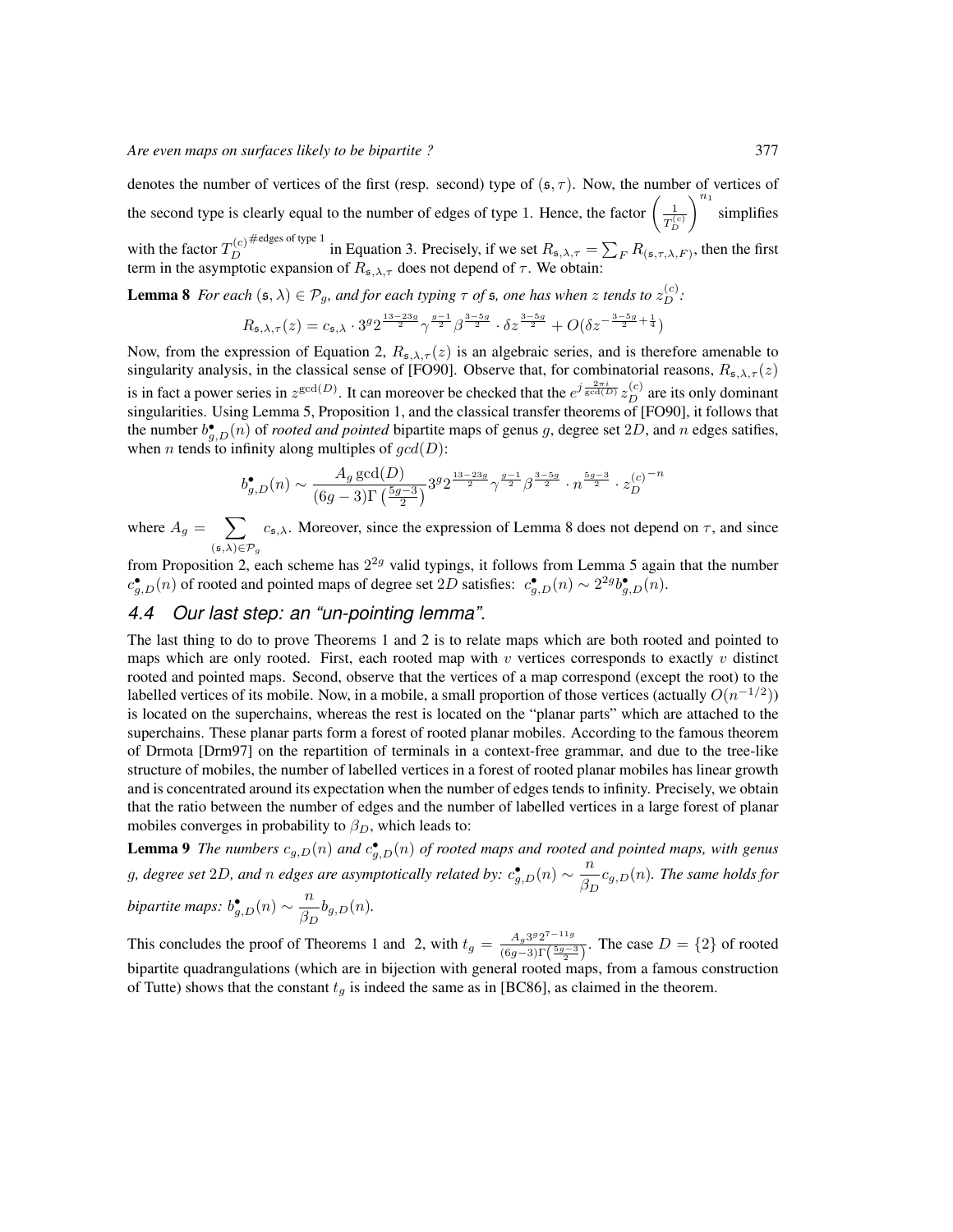denotes the number of vertices of the first (resp. second) type of $(\mathfrak{s}, \tau)$. Now, the number of vertices of the second type is clearly equal to the number of edges of type 1. Hence, the factor $\left(\frac{1}{T_D^{(c)}}\right)^{n_1}$ simplifies with the factor $T_D^{(c)\,\#\text{edges of type 1}}$ in Equation 3. Precisely, if we set $R_{\mathfrak{s},\lambda,\tau} = \sum_F R_{(\mathfrak{s},\tau,\lambda,F)}$, then the first term in the asymptotic expansion of $R_{\mathfrak{s},\lambda,\tau}$ does not depend of $\tau$. We obtain:

**Lemma 8** *For each $(\mathfrak{s}, \lambda) \in \mathcal{P}_g$, and for each typing $\tau$ of $\mathfrak{s}$, one has when $z$ tends to $z_D^{(c)}$:*

$$R_{\mathfrak{s},\lambda,\tau}(z) = c_{\mathfrak{s},\lambda} \cdot 3^g 2^{\frac{13-23g}{2}} \gamma^{\frac{g-1}{2}} \beta^{\frac{3-5g}{2}} \cdot \delta z^{\frac{3-5g}{2}} + O(\delta z^{-\frac{3-5g}{2}+\frac{1}{4}})$$

Now, from the expression of Equation 2, $R_{\mathfrak{s},\lambda,\tau}(z)$ is an algebraic series, and is therefore amenable to singularity analysis, in the classical sense of [FO90]. Observe that, for combinatorial reasons, $R_{\mathfrak{s},\lambda,\tau}(z)$ is in fact a power series in $z^{\gcd(D)}$. It can moreover be checked that the $e^{j\frac{2\pi i}{\gcd(D)}} z_D^{(c)}$ are its only dominant singularities. Using Lemma 5, Proposition 1, and the classical transfer theorems of [FO90], it follows that the number $b^\bullet_{g,D}(n)$ of *rooted and pointed* bipartite maps of genus $g$, degree set $2D$, and $n$ edges satifies, when $n$ tends to infinity along multiples of $gcd(D)$:

$$b^\bullet_{g,D}(n) \sim \frac{A_g \gcd(D)}{(6g-3)\Gamma\left(\frac{5g-3}{2}\right)} 3^g 2^{\frac{13-23g}{2}} \gamma^{\frac{g-1}{2}} \beta^{\frac{3-5g}{2}} \cdot n^{\frac{5g-3}{2}} \cdot z_D^{(c)\,-n}$$

where $A_g = \sum_{(\mathfrak{s},\lambda)\in\mathcal{P}_g} c_{\mathfrak{s},\lambda}$. Moreover, since the expression of Lemma 8 does not depend on $\tau$, and since from Proposition 2, each scheme has $2^{2g}$ valid typings, it follows from Lemma 5 again that the number $c^\bullet_{g,D}(n)$ of rooted and pointed maps of degree set $2D$ satisfies: $c^\bullet_{g,D}(n) \sim 2^{2g} b^\bullet_{g,D}(n)$.

## 4.4 Our last step: an "un-pointing lemma".

The last thing to do to prove Theorems 1 and 2 is to relate maps which are both rooted and pointed to maps which are only rooted. First, each rooted map with $v$ vertices corresponds to exactly $v$ distinct rooted and pointed maps. Second, observe that the vertices of a map correspond (except the root) to the labelled vertices of its mobile. Now, in a mobile, a small proportion of those vertices (actually $O(n^{-1/2})$) is located on the superchains, whereas the rest is located on the "planar parts" which are attached to the superchains. These planar parts form a forest of rooted planar mobiles. According to the famous theorem of Drmota [Drm97] on the repartition of terminals in a context-free grammar, and due to the tree-like structure of mobiles, the number of labelled vertices in a forest of rooted planar mobiles has linear growth and is concentrated around its expectation when the number of edges tends to infinity. Precisely, we obtain that the ratio between the number of edges and the number of labelled vertices in a large forest of planar mobiles converges in probability to $\beta_D$, which leads to:

**Lemma 9** *The numbers $c_{g,D}(n)$ and $c^\bullet_{g,D}(n)$ of rooted maps and rooted and pointed maps, with genus $g$, degree set $2D$, and $n$ edges are asymptotically related by: $c^\bullet_{g,D}(n) \sim \frac{n}{\beta_D} c_{g,D}(n)$. The same holds for bipartite maps: $b^\bullet_{g,D}(n) \sim \frac{n}{\beta_D} b_{g,D}(n)$.*

This concludes the proof of Theorems 1 and 2, with $t_g = \frac{A_g 3^g 2^{7-11g}}{(6g-3)\Gamma\left(\frac{5g-3}{2}\right)}$. The case $D = \{2\}$ of rooted bipartite quadrangulations (which are in bijection with general rooted maps, from a famous construction of Tutte) shows that the constant $t_g$ is indeed the same as in [BC86], as claimed in the theorem.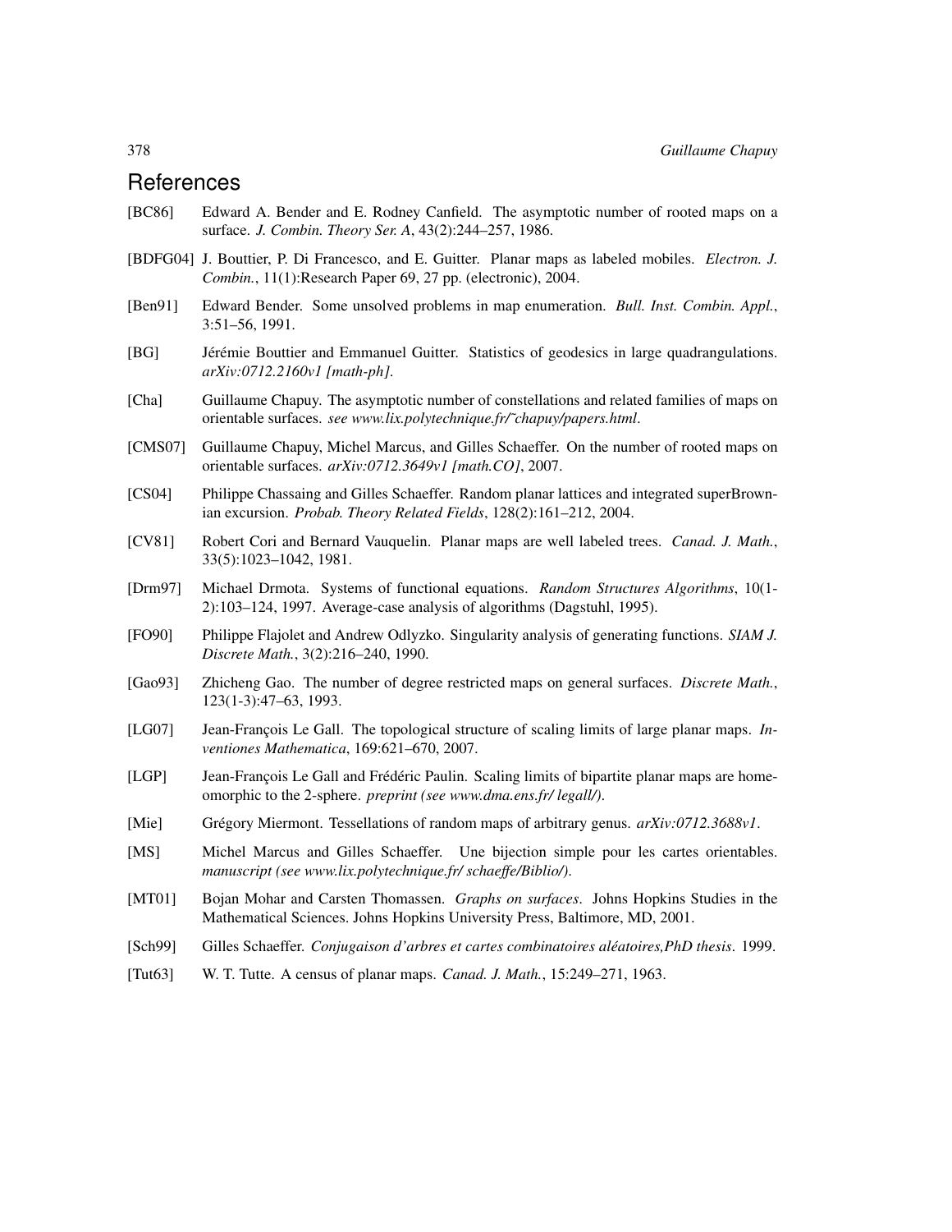## References

[BC86] Edward A. Bender and E. Rodney Canfield. The asymptotic number of rooted maps on a surface. *J. Combin. Theory Ser. A*, 43(2):244–257, 1986.

[BDFG04] J. Bouttier, P. Di Francesco, and E. Guitter. Planar maps as labeled mobiles. *Electron. J. Combin.*, 11(1):Research Paper 69, 27 pp. (electronic), 2004.

[Ben91] Edward Bender. Some unsolved problems in map enumeration. *Bull. Inst. Combin. Appl.*, 3:51–56, 1991.

[BG] Jérémie Bouttier and Emmanuel Guitter. Statistics of geodesics in large quadrangulations. *arXiv:0712.2160v1 [math-ph].*

[Cha] Guillaume Chapuy. The asymptotic number of constellations and related families of maps on orientable surfaces. *see www.lix.polytechnique.fr/˜chapuy/papers.html*.

[CMS07] Guillaume Chapuy, Michel Marcus, and Gilles Schaeffer. On the number of rooted maps on orientable surfaces. *arXiv:0712.3649v1 [math.CO]*, 2007.

[CS04] Philippe Chassaing and Gilles Schaeffer. Random planar lattices and integrated superBrownian excursion. *Probab. Theory Related Fields*, 128(2):161–212, 2004.

[CV81] Robert Cori and Bernard Vauquelin. Planar maps are well labeled trees. *Canad. J. Math.*, 33(5):1023–1042, 1981.

[Drm97] Michael Drmota. Systems of functional equations. *Random Structures Algorithms*, 10(1-2):103–124, 1997. Average-case analysis of algorithms (Dagstuhl, 1995).

[FO90] Philippe Flajolet and Andrew Odlyzko. Singularity analysis of generating functions. *SIAM J. Discrete Math.*, 3(2):216–240, 1990.

[Gao93] Zhicheng Gao. The number of degree restricted maps on general surfaces. *Discrete Math.*, 123(1-3):47–63, 1993.

[LG07] Jean-François Le Gall. The topological structure of scaling limits of large planar maps. *Inventiones Mathematica*, 169:621–670, 2007.

[LGP] Jean-François Le Gall and Frédéric Paulin. Scaling limits of bipartite planar maps are homeomorphic to the 2-sphere. *preprint (see www.dma.ens.fr/ legall/).*

[Mie] Grégory Miermont. Tessellations of random maps of arbitrary genus. *arXiv:0712.3688v1*.

[MS] Michel Marcus and Gilles Schaeffer. Une bijection simple pour les cartes orientables. *manuscript (see www.lix.polytechnique.fr/ schaeffe/Biblio/).*

[MT01] Bojan Mohar and Carsten Thomassen. *Graphs on surfaces*. Johns Hopkins Studies in the Mathematical Sciences. Johns Hopkins University Press, Baltimore, MD, 2001.

[Sch99] Gilles Schaeffer. *Conjugaison d'arbres et cartes combinatoires aléatoires,PhD thesis*. 1999.

[Tut63] W. T. Tutte. A census of planar maps. *Canad. J. Math.*, 15:249–271, 1963.